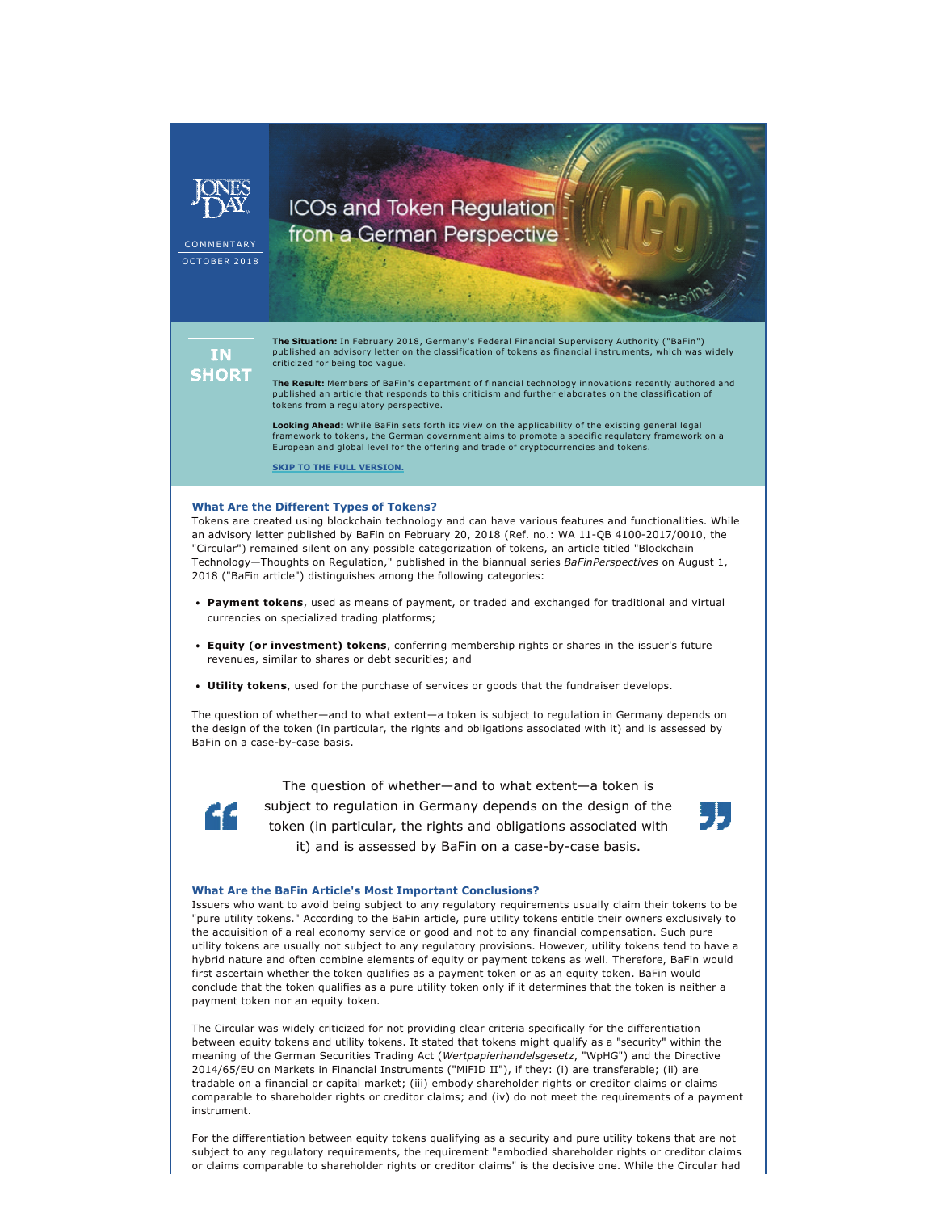JONES DAY

COMMENTARY

OCTOBER 2018

# ICOs and Token Regulation from a German Perspective

## IN SHORT

**The Situation:** In February 2018, Germany's Federal Financial Supervisory Authority ("BaFin") published an advisory letter on the classification of tokens as financial instruments, which was widely criticized for being too vague.

**The Result:** Members of BaFin's department of financial technology innovations recently authored and published an article that responds to this criticism and further elaborates on the classification of tokens from a regulatory perspective.

**Looking Ahead:** While BaFin sets forth its view on the applicability of the existing general legal framework to tokens, the German government aims to promote a specific regulatory framework on a European and global level for the offering and trade of cryptocurrencies and tokens.

SKIP TO THE FULL VERSION.

### What Are the Different Types of Tokens?

Tokens are created using blockchain technology and can have various features and functionalities. While an advisory letter published by BaFin on February 20, 2018 (Ref. no.: WA 11-QB 4100-2017/0010, the "Circular") remained silent on any possible categorization of tokens, an article titled "Blockchain Technology—Thoughts on Regulation," published in the biannual series *BaFinPerspectives* on August 1, 2018 ("BaFin article") distinguishes among the following categories:

- **Payment tokens**, used as means of payment, or traded and exchanged for traditional and virtual currencies on specialized trading platforms;
- **Equity (or investment) tokens**, conferring membership rights or shares in the issuer's future revenues, similar to shares or debt securities; and
- **Utility tokens**, used for the purchase of services or goods that the fundraiser develops.

The question of whether—and to what extent—a token is subject to regulation in Germany depends on the design of the token (in particular, the rights and obligations associated with it) and is assessed by BaFin on a case-by-case basis.

> The question of whether—and to what extent—a token is subject to regulation in Germany depends on the design of the token (in particular, the rights and obligations associated with it) and is assessed by BaFin on a case-by-case basis.

### What Are the BaFin Article's Most Important Conclusions?

Issuers who want to avoid being subject to any regulatory requirements usually claim their tokens to be "pure utility tokens." According to the BaFin article, pure utility tokens entitle their owners exclusively to the acquisition of a real economy service or good and not to any financial compensation. Such pure utility tokens are usually not subject to any regulatory provisions. However, utility tokens tend to have a hybrid nature and often combine elements of equity or payment tokens as well. Therefore, BaFin would first ascertain whether the token qualifies as a payment token or as an equity token. BaFin would conclude that the token qualifies as a pure utility token only if it determines that the token is neither a payment token nor an equity token.

The Circular was widely criticized for not providing clear criteria specifically for the differentiation between equity tokens and utility tokens. It stated that tokens might qualify as a "security" within the meaning of the German Securities Trading Act (*Wertpapierhandelsgesetz*, "WpHG") and the Directive 2014/65/EU on Markets in Financial Instruments ("MiFID II"), if they: (i) are transferable; (ii) are tradable on a financial or capital market; (iii) embody shareholder rights or creditor claims or claims comparable to shareholder rights or creditor claims; and (iv) do not meet the requirements of a payment instrument.

For the differentiation between equity tokens qualifying as a security and pure utility tokens that are not subject to any regulatory requirements, the requirement "embodied shareholder rights or creditor claims or claims comparable to shareholder rights or creditor claims" is the decisive one. While the Circular had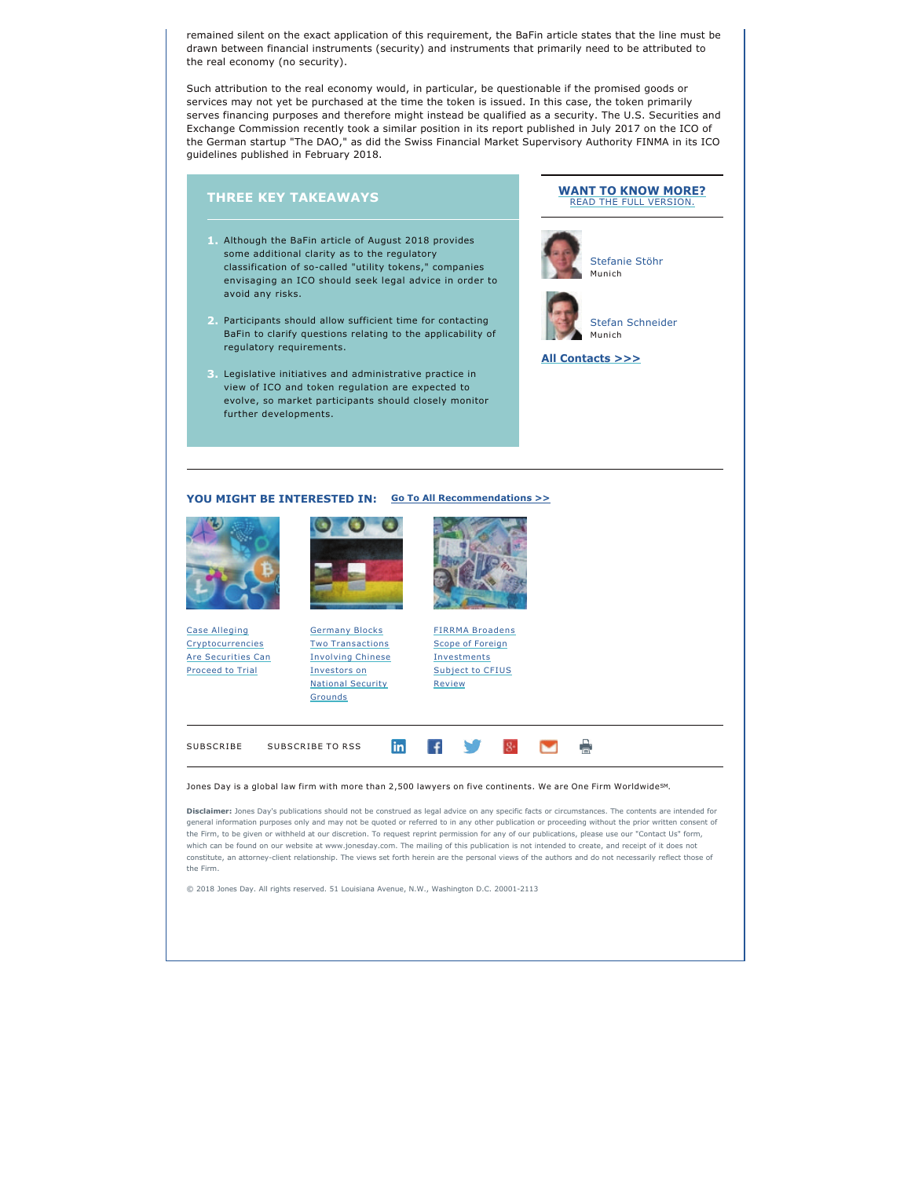remained silent on the exact application of this requirement, the BaFin article states that the line must be drawn between financial instruments (security) and instruments that primarily need to be attributed to the real economy (no security).

Such attribution to the real economy would, in particular, be questionable if the promised goods or services may not yet be purchased at the time the token is issued. In this case, the token primarily serves financing purposes and therefore might instead be qualified as a security. The U.S. Securities and Exchange Commission recently took a similar position in its report published in July 2017 on the ICO of the German startup "The DAO," as did the Swiss Financial Market Supervisory Authority FINMA in its ICO guidelines published in February 2018.

## THREE KEY TAKEAWAYS

1. Although the BaFin article of August 2018 provides some additional clarity as to the regulatory classification of so-called "utility tokens," companies envisaging an ICO should seek legal advice in order to avoid any risks.
2. Participants should allow sufficient time for contacting BaFin to clarify questions relating to the applicability of regulatory requirements.
3. Legislative initiatives and administrative practice in view of ICO and token regulation are expected to evolve, so market participants should closely monitor further developments.

**WANT TO KNOW MORE?**
READ THE FULL VERSION.

Stefanie Stöhr
Munich

Stefan Schneider
Munich

**All Contacts >>>**

**YOU MIGHT BE INTERESTED IN:** **Go To All Recommendations >>**

Case Alleging Cryptocurrencies Are Securities Can Proceed to Trial

Germany Blocks Two Transactions Involving Chinese Investors on National Security Grounds

FIRRMA Broadens Scope of Foreign Investments Subject to CFIUS Review

SUBSCRIBE SUBSCRIBE TO RSS

Jones Day is a global law firm with more than 2,500 lawyers on five continents. We are One Firm Worldwide℠.

**Disclaimer:** Jones Day's publications should not be construed as legal advice on any specific facts or circumstances. The contents are intended for general information purposes only and may not be quoted or referred to in any other publication or proceeding without the prior written consent of the Firm, to be given or withheld at our discretion. To request reprint permission for any of our publications, please use our "Contact Us" form, which can be found on our website at www.jonesday.com. The mailing of this publication is not intended to create, and receipt of it does not constitute, an attorney-client relationship. The views set forth herein are the personal views of the authors and do not necessarily reflect those of the Firm.

© 2018 Jones Day. All rights reserved. 51 Louisiana Avenue, N.W., Washington D.C. 20001-2113